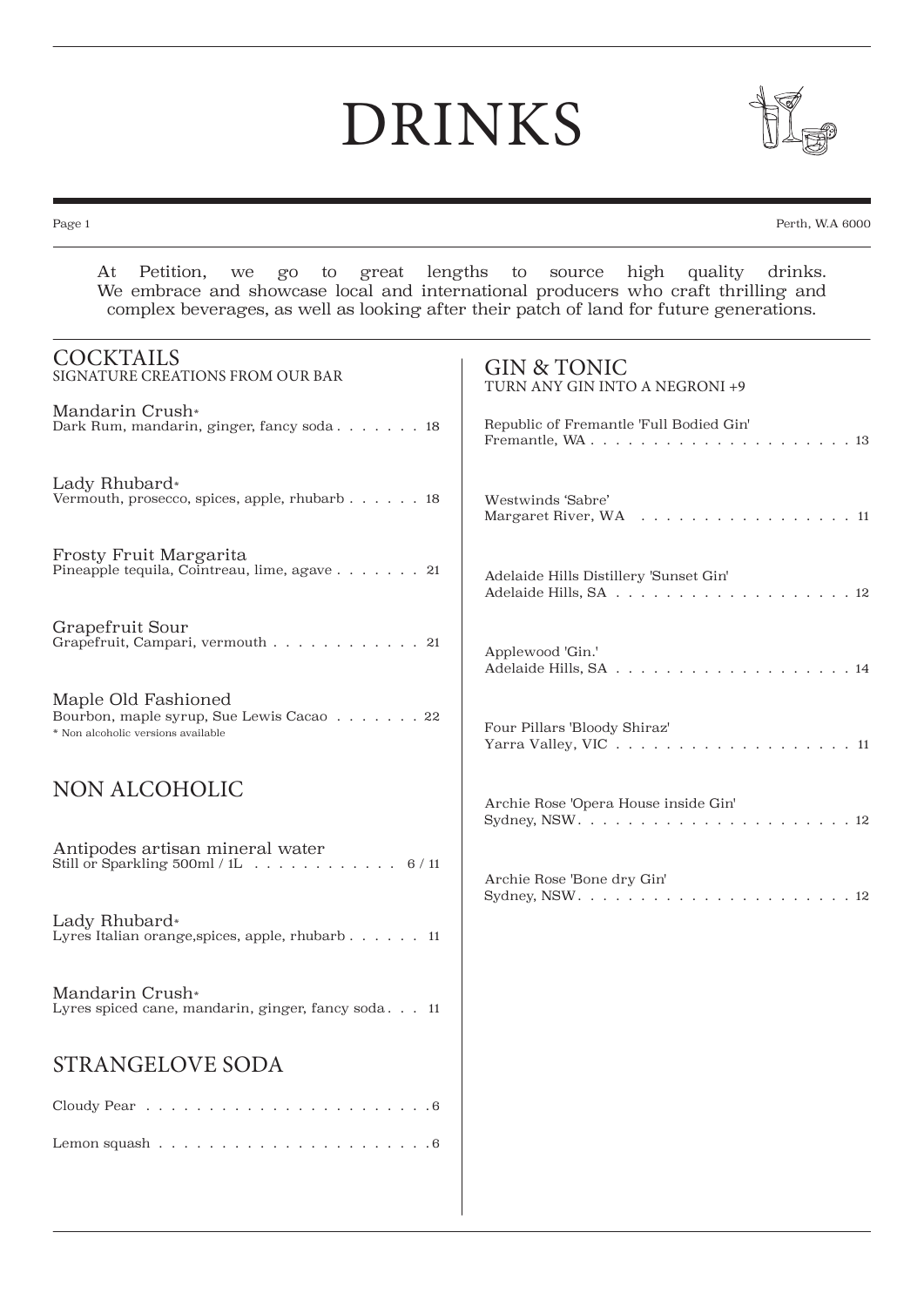# DRINKS

Perth, W.A 6000

At Petition, we go to great lengths to source high quality drinks. We embrace and showcase local and international producers who craft thrilling and complex beverages, as well as looking after their patch of land for future generations.

## COCKTAILS

SIGNATURE CREATIONS FROM OUR BAR

**Mandarin Crush***
Dark Rum, mandarin, ginger, fancy soda . . . . . . . 18

**Lady Rhubard***
Vermouth, prosecco, spices, apple, rhubarb . . . . . . 18

**Frosty Fruit Margarita**
Pineapple tequila, Cointreau, lime, agave . . . . . . . 21

**Grapefruit Sour**
Grapefruit, Campari, vermouth . . . . . . . . . . . . 21

**Maple Old Fashioned**
Bourbon, maple syrup, Sue Lewis Cacao . . . . . . . 22

\* Non alcoholic versions available

## NON ALCOHOLIC

**Antipodes artisan mineral water**
Still or Sparkling 500ml / 1L . . . . . . . . . . . . 6 / 11

**Lady Rhubard***
Lyres Italian orange,spices, apple, rhubarb . . . . . . 11

**Mandarin Crush***
Lyres spiced cane, mandarin, ginger, fancy soda . . . 11

## STRANGELOVE SODA

Cloudy Pear . . . . . . . . . . . . . . . . . . . . . . . 6

Lemon squash . . . . . . . . . . . . . . . . . . . . . . 6

## GIN & TONIC

TURN ANY GIN INTO A NEGRONI +9

Republic of Fremantle 'Full Bodied Gin'
Fremantle, WA . . . . . . . . . . . . . . . . . . . . . 13

Westwinds 'Sabre'
Margaret River, WA . . . . . . . . . . . . . . . . . . 11

Adelaide Hills Distillery 'Sunset Gin'
Adelaide Hills, SA . . . . . . . . . . . . . . . . . . . 12

Applewood 'Gin.'
Adelaide Hills, SA . . . . . . . . . . . . . . . . . . . 14

Four Pillars 'Bloody Shiraz'
Yarra Valley, VIC . . . . . . . . . . . . . . . . . . . 11

Archie Rose 'Opera House inside Gin'
Sydney, NSW. . . . . . . . . . . . . . . . . . . . . . 12

Archie Rose 'Bone dry Gin'
Sydney, NSW. . . . . . . . . . . . . . . . . . . . . . 12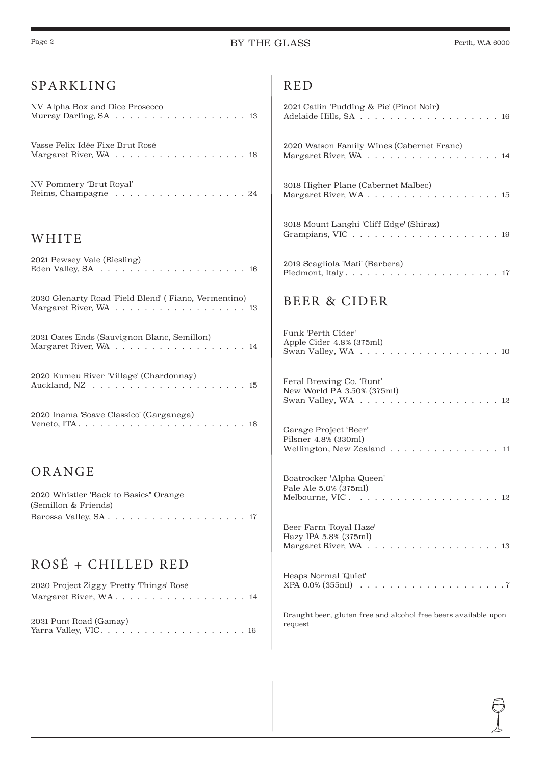# BY THE GLASS

## SPARKLING

NV Alpha Box and Dice Prosecco
Murray Darling, SA . . . . . . . . . . . . . . . . . . 13

Vasse Felix Idée Fixe Brut Rosé
Margaret River, WA . . . . . . . . . . . . . . . . . . 18

NV Pommery 'Brut Royal'
Reims, Champagne . . . . . . . . . . . . . . . . . . 24

## WHITE

2021 Pewsey Vale (Riesling)
Eden Valley, SA . . . . . . . . . . . . . . . . . . . . 16

2020 Glenarty Road 'Field Blend' ( Fiano, Vermentino)
Margaret River, WA . . . . . . . . . . . . . . . . . . 13

2021 Oates Ends (Sauvignon Blanc, Semillon)
Margaret River, WA . . . . . . . . . . . . . . . . . . 14

2020 Kumeu River 'Village' (Chardonnay)
Auckland, NZ . . . . . . . . . . . . . . . . . . . . . 15

2020 Inama 'Soave Classico' (Garganega)
Veneto, ITA. . . . . . . . . . . . . . . . . . . . . . . 18

## ORANGE

2020 Whistler 'Back to Basics" Orange
(Semillon & Friends)
Barossa Valley, SA . . . . . . . . . . . . . . . . . . . 17

## ROSÉ + CHILLED RED

2020 Project Ziggy 'Pretty Things' Rosé
Margaret River, WA. . . . . . . . . . . . . . . . . . . 14

2021 Punt Road (Gamay)
Yarra Valley, VIC. . . . . . . . . . . . . . . . . . . . 16

## RED

2021 Catlin 'Pudding & Pie' (Pinot Noir)
Adelaide Hills, SA . . . . . . . . . . . . . . . . . . . 16

2020 Watson Family Wines (Cabernet Franc)
Margaret River, WA . . . . . . . . . . . . . . . . . . 14

2018 Higher Plane (Cabernet Malbec)
Margaret River, WA . . . . . . . . . . . . . . . . . . 15

2018 Mount Langhi 'Cliff Edge' (Shiraz)
Grampians, VIC . . . . . . . . . . . . . . . . . . . . 19

2019 Scagliola 'Mati' (Barbera)
Piedmont, Italy. . . . . . . . . . . . . . . . . . . . . 17

## BEER & CIDER

Funk 'Perth Cider'
Apple Cider 4.8% (375ml)
Swan Valley, WA . . . . . . . . . . . . . . . . . . . 10

Feral Brewing Co. 'Runt'
New World PA 3.50% (375ml)
Swan Valley, WA . . . . . . . . . . . . . . . . . . . 12

Garage Project 'Beer'
Pilsner 4.8% (330ml)
Wellington, New Zealand . . . . . . . . . . . . . . . 11

Boatrocker 'Alpha Queen'
Pale Ale 5.0% (375ml)
Melbourne, VIC . . . . . . . . . . . . . . . . . . . . 12

Beer Farm 'Royal Haze'
Hazy IPA 5.8% (375ml)
Margaret River, WA . . . . . . . . . . . . . . . . . . 13

Heaps Normal 'Quiet'
XPA 0.0% (355ml) . . . . . . . . . . . . . . . . . . . .7

Draught beer, gluten free and alcohol free beers available upon request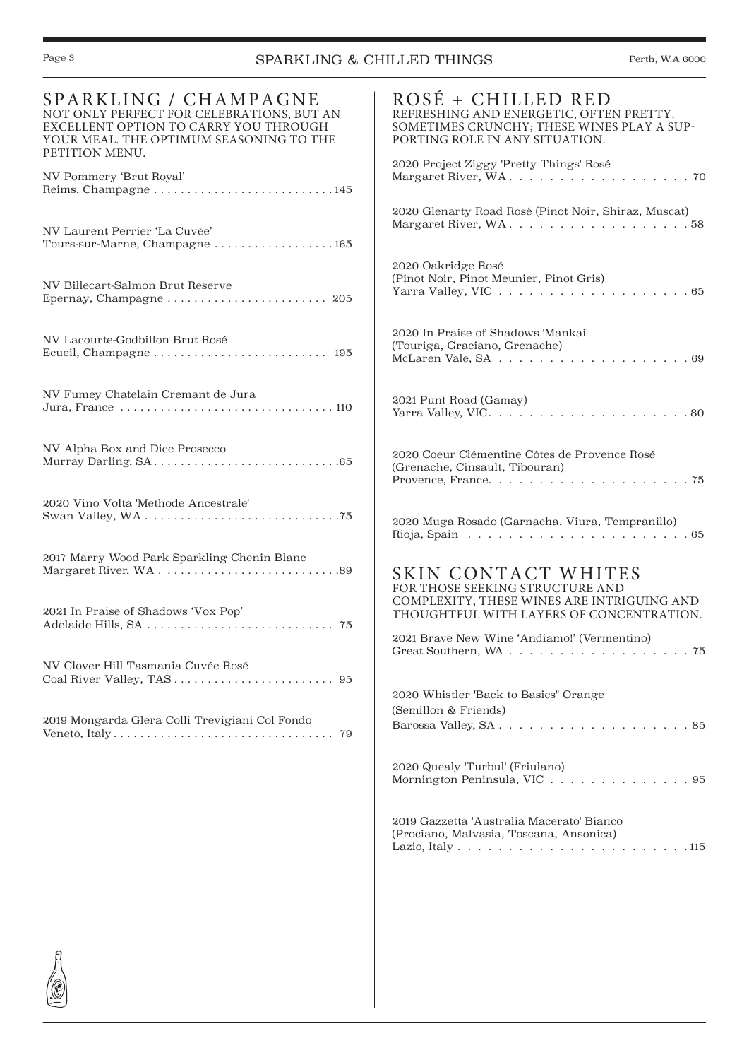# SPARKLING & CHILLED THINGS

## SPARKLING / CHAMPAGNE

NOT ONLY PERFECT FOR CELEBRATIONS, BUT AN EXCELLENT OPTION TO CARRY YOU THROUGH YOUR MEAL. THE OPTIMUM SEASONING TO THE PETITION MENU.

NV Pommery 'Brut Royal'
Reims, Champagne . . . . . . . . . . 145

NV Laurent Perrier 'La Cuvée'
Tours-sur-Marne, Champagne . . . . . . . . . . 165

NV Billecart-Salmon Brut Reserve
Epernay, Champagne . . . . . . . . . . 205

NV Lacourte-Godbillon Brut Rosé
Ecueil, Champagne . . . . . . . . . . 195

NV Fumey Chatelain Cremant de Jura
Jura, France . . . . . . . . . . 110

NV Alpha Box and Dice Prosecco
Murray Darling, SA . . . . . . . . . . 65

2020 Vino Volta 'Methode Ancestrale'
Swan Valley, WA . . . . . . . . . . 75

2017 Marry Wood Park Sparkling Chenin Blanc
Margaret River, WA . . . . . . . . . . 89

2021 In Praise of Shadows 'Vox Pop'
Adelaide Hills, SA . . . . . . . . . . 75

NV Clover Hill Tasmania Cuvée Rosé
Coal River Valley, TAS . . . . . . . . . . 95

2019 Mongarda Glera Colli Trevigiani Col Fondo
Veneto, Italy . . . . . . . . . . 79

## ROSÉ + CHILLED RED

REFRESHING AND ENERGETIC, OFTEN PRETTY, SOMETIMES CRUNCHY; THESE WINES PLAY A SUPPORTING ROLE IN ANY SITUATION.

2020 Project Ziggy 'Pretty Things' Rosé
Margaret River, WA . . . . . . . . . . 70

2020 Glenarty Road Rosé (Pinot Noir, Shiraz, Muscat)
Margaret River, WA . . . . . . . . . . 58

2020 Oakridge Rosé
(Pinot Noir, Pinot Meunier, Pinot Gris)
Yarra Valley, VIC . . . . . . . . . . 65

2020 In Praise of Shadows 'Mankai'
(Touriga, Graciano, Grenache)
McLaren Vale, SA . . . . . . . . . . 69

2021 Punt Road (Gamay)
Yarra Valley, VIC . . . . . . . . . . 80

2020 Coeur Clémentine Côtes de Provence Rosé
(Grenache, Cinsault, Tibouran)
Provence, France . . . . . . . . . . 75

2020 Muga Rosado (Garnacha, Viura, Tempranillo)
Rioja, Spain . . . . . . . . . . 65

## SKIN CONTACT WHITES

FOR THOSE SEEKING STRUCTURE AND COMPLEXITY, THESE WINES ARE INTRIGUING AND THOUGHTFUL WITH LAYERS OF CONCENTRATION.

2021 Brave New Wine 'Andiamo!' (Vermentino)
Great Southern, WA . . . . . . . . . . 75

2020 Whistler 'Back to Basics" Orange
(Semillon & Friends)
Barossa Valley, SA . . . . . . . . . . 85

2020 Quealy 'Turbul' (Friulano)
Mornington Peninsula, VIC . . . . . . . . . . 95

2019 Gazzetta 'Australia Macerato' Bianco
(Prociano, Malvasia, Toscana, Ansonica)
Lazio, Italy . . . . . . . . . . 115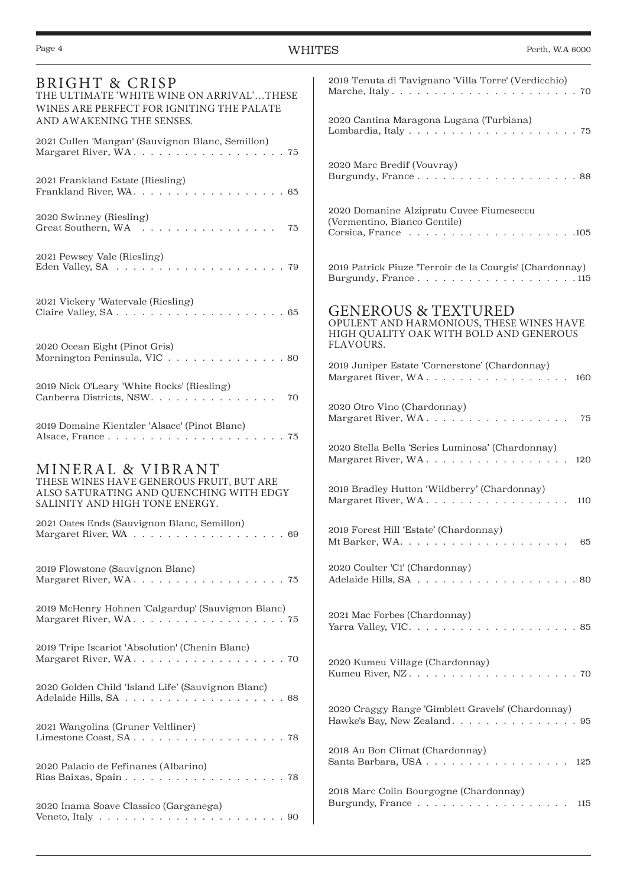## WHITES

### BRIGHT & CRISP

THE ULTIMATE 'WHITE WINE ON ARRIVAL'…THESE WINES ARE PERFECT FOR IGNITING THE PALATE AND AWAKENING THE SENSES.

2021 Cullen 'Mangan' (Sauvignon Blanc, Semillon)
Margaret River, WA . . . . . . . . . . . . . . . . . . 75

2021 Frankland Estate (Riesling)
Frankland River, WA. . . . . . . . . . . . . . . . . . 65

2020 Swinney (Riesling)
Great Southern, WA . . . . . . . . . . . . . . . . 75

2021 Pewsey Vale (Riesling)
Eden Valley, SA . . . . . . . . . . . . . . . . . . . . 79

2021 Vickery 'Watervale (Riesling)
Claire Valley, SA . . . . . . . . . . . . . . . . . . . . 65

2020 Ocean Eight (Pinot Gris)
Mornington Peninsula, VIC . . . . . . . . . . . . . . 80

2019 Nick O'Leary 'White Rocks' (Riesling)
Canberra Districts, NSW. . . . . . . . . . . . . . . 70

2019 Domaine Kientzler 'Alsace' (Pinot Blanc)
Alsace, France . . . . . . . . . . . . . . . . . . . . . 75

### MINERAL & VIBRANT

THESE WINES HAVE GENEROUS FRUIT, BUT ARE ALSO SATURATING AND QUENCHING WITH EDGY SALINITY AND HIGH TONE ENERGY.

2021 Oates Ends (Sauvignon Blanc, Semillon)
Margaret River, WA . . . . . . . . . . . . . . . . . . 69

2019 Flowstone (Sauvignon Blanc)
Margaret River, WA . . . . . . . . . . . . . . . . . . 75

2019 McHenry Hohnen 'Calgardup' (Sauvignon Blanc)
Margaret River, WA . . . . . . . . . . . . . . . . . . 75

2019 Tripe Iscariot 'Absolution' (Chenin Blanc)
Margaret River, WA . . . . . . . . . . . . . . . . . . 70

2020 Golden Child 'Island Life' (Sauvignon Blanc)
Adelaide Hills, SA . . . . . . . . . . . . . . . . . . . 68

2021 Wangolina (Gruner Veltliner)
Limestone Coast, SA . . . . . . . . . . . . . . . . . . 78

2020 Palacio de Fefinanes (Albarino)
Rias Baixas, Spain . . . . . . . . . . . . . . . . . . . 78

2020 Inama Soave Classico (Garganega)
Veneto, Italy . . . . . . . . . . . . . . . . . . . . . . 90

2019 Tenuta di Tavignano 'Villa Torre' (Verdicchio)
Marche, Italy . . . . . . . . . . . . . . . . . . . . . . 70

2020 Cantina Maragona Lugana (Turbiana)
Lombardia, Italy . . . . . . . . . . . . . . . . . . . . 75

2020 Marc Bredif (Vouvray)
Burgundy, France . . . . . . . . . . . . . . . . . . . 88

2020 Domanine Alzipratu Cuvee Fiumeseccu (Vermentino, Bianco Gentile)
Corsica, France . . . . . . . . . . . . . . . . . . . .105

2019 Patrick Piuze 'Terroir de la Courgis' (Chardonnay)
Burgundy, France . . . . . . . . . . . . . . . . . . . 115

### GENEROUS & TEXTURED

OPULENT AND HARMONIOUS, THESE WINES HAVE HIGH QUALITY OAK WITH BOLD AND GENEROUS FLAVOURS.

2019 Juniper Estate 'Cornerstone' (Chardonnay)
Margaret River, WA . . . . . . . . . . . . . . . . . . 160

2020 Otro Vino (Chardonnay)
Margaret River, WA . . . . . . . . . . . . . . . . . . 75

2020 Stella Bella 'Series Luminosa' (Chardonnay)
Margaret River, WA . . . . . . . . . . . . . . . . . . 120

2019 Bradley Hutton 'Wildberry' (Chardonnay)
Margaret River, WA . . . . . . . . . . . . . . . . . . 110

2019 Forest Hill 'Estate' (Chardonnay)
Mt Barker, WA. . . . . . . . . . . . . . . . . . . . . 65

2020 Coulter 'C1' (Chardonnay)
Adelaide Hills, SA . . . . . . . . . . . . . . . . . . . 80

2021 Mac Forbes (Chardonnay)
Yarra Valley, VIC. . . . . . . . . . . . . . . . . . . . 85

2020 Kumeu Village (Chardonnay)
Kumeu River, NZ . . . . . . . . . . . . . . . . . . . . 70

2020 Craggy Range 'Gimblett Gravels' (Chardonnay)
Hawke's Bay, New Zealand . . . . . . . . . . . . . . . 95

2018 Au Bon Climat (Chardonnay)
Santa Barbara, USA . . . . . . . . . . . . . . . . . . 125

2018 Marc Colin Bourgogne (Chardonnay)
Burgundy, France . . . . . . . . . . . . . . . . . . . 115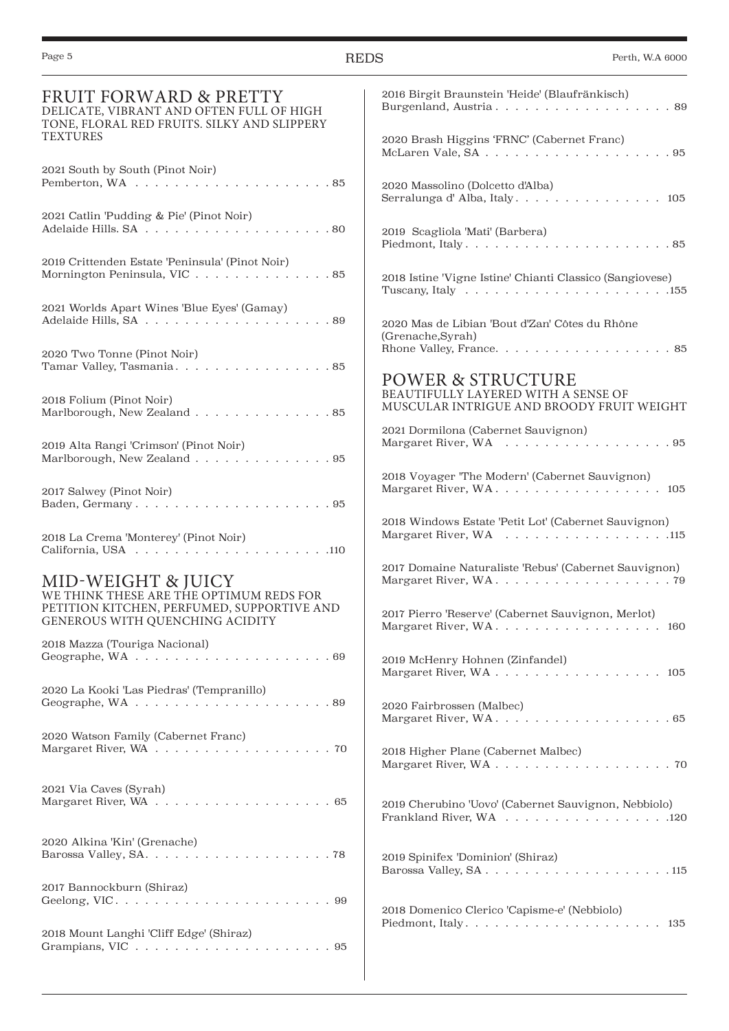# REDS

## FRUIT FORWARD & PRETTY

DELICATE, VIBRANT AND OFTEN FULL OF HIGH TONE, FLORAL RED FRUITS. SILKY AND SLIPPERY TEXTURES

2021 South by South (Pinot Noir)
Pemberton, WA . . . . . . . . . . . . . . . . . . . . 85

2021 Catlin 'Pudding & Pie' (Pinot Noir)
Adelaide Hills. SA . . . . . . . . . . . . . . . . . . . 80

2019 Crittenden Estate 'Peninsula' (Pinot Noir)
Mornington Peninsula, VIC . . . . . . . . . . . . . . 85

2021 Worlds Apart Wines 'Blue Eyes' (Gamay)
Adelaide Hills, SA . . . . . . . . . . . . . . . . . . . 89

2020 Two Tonne (Pinot Noir)
Tamar Valley, Tasmania. . . . . . . . . . . . . . . . 85

2018 Folium (Pinot Noir)
Marlborough, New Zealand . . . . . . . . . . . . . . 85

2019 Alta Rangi 'Crimson' (Pinot Noir)
Marlborough, New Zealand . . . . . . . . . . . . . . 95

2017 Salwey (Pinot Noir)
Baden, Germany . . . . . . . . . . . . . . . . . . . . 95

2018 La Crema 'Monterey' (Pinot Noir)
California, USA . . . . . . . . . . . . . . . . . . . .110

## MID-WEIGHT & JUICY

WE THINK THESE ARE THE OPTIMUM REDS FOR PETITION KITCHEN, PERFUMED, SUPPORTIVE AND GENEROUS WITH QUENCHING ACIDITY

2018 Mazza (Touriga Nacional)
Geographe, WA . . . . . . . . . . . . . . . . . . . . 69

2020 La Kooki 'Las Piedras' (Tempranillo)
Geographe, WA . . . . . . . . . . . . . . . . . . . . 89

2020 Watson Family (Cabernet Franc)
Margaret River, WA . . . . . . . . . . . . . . . . . . 70

2021 Via Caves (Syrah)
Margaret River, WA . . . . . . . . . . . . . . . . . . 65

2020 Alkina 'Kin' (Grenache)
Barossa Valley, SA. . . . . . . . . . . . . . . . . . . 78

2017 Bannockburn (Shiraz)
Geelong, VIC. . . . . . . . . . . . . . . . . . . . . . 99

2018 Mount Langhi 'Cliff Edge' (Shiraz)
Grampians, VIC . . . . . . . . . . . . . . . . . . . . 95

2016 Birgit Braunstein 'Heide' (Blaufränkisch)
Burgenland, Austria . . . . . . . . . . . . . . . . . . 89

2020 Brash Higgins 'FRNC' (Cabernet Franc)
McLaren Vale, SA . . . . . . . . . . . . . . . . . . . 95

2020 Massolino (Dolcetto d'Alba)
Serralunga d' Alba, Italy. . . . . . . . . . . . . . . 105

2019 Scagliola 'Mati' (Barbera)
Piedmont, Italy. . . . . . . . . . . . . . . . . . . . . 85

2018 Istine 'Vigne Istine' Chianti Classico (Sangiovese)
Tuscany, Italy . . . . . . . . . . . . . . . . . . . . .155

2020 Mas de Libian 'Bout d'Zan' Côtes du Rhône (Grenache,Syrah)
Rhone Valley, France. . . . . . . . . . . . . . . . . . 85

## POWER & STRUCTURE

BEAUTIFULLY LAYERED WITH A SENSE OF MUSCULAR INTRIGUE AND BROODY FRUIT WEIGHT

2021 Dormilona (Cabernet Sauvignon)
Margaret River, WA . . . . . . . . . . . . . . . . . . 95

2018 Voyager 'The Modern' (Cabernet Sauvignon)
Margaret River, WA. . . . . . . . . . . . . . . . . . 105

2018 Windows Estate 'Petit Lot' (Cabernet Sauvignon)
Margaret River, WA . . . . . . . . . . . . . . . . . .115

2017 Domaine Naturaliste 'Rebus' (Cabernet Sauvignon)
Margaret River, WA. . . . . . . . . . . . . . . . . . . 79

2017 Pierro 'Reserve' (Cabernet Sauvignon, Merlot)
Margaret River, WA. . . . . . . . . . . . . . . . . . 160

2019 McHenry Hohnen (Zinfandel)
Margaret River, WA . . . . . . . . . . . . . . . . . . 105

2020 Fairbrossen (Malbec)
Margaret River, WA. . . . . . . . . . . . . . . . . . . 65

2018 Higher Plane (Cabernet Malbec)
Margaret River, WA . . . . . . . . . . . . . . . . . . 70

2019 Cherubino 'Uovo' (Cabernet Sauvignon, Nebbiolo)
Frankland River, WA . . . . . . . . . . . . . . . . . .120

2019 Spinifex 'Dominion' (Shiraz)
Barossa Valley, SA . . . . . . . . . . . . . . . . . . . 115

2018 Domenico Clerico 'Capisme-e' (Nebbiolo)
Piedmont, Italy. . . . . . . . . . . . . . . . . . . . . 135